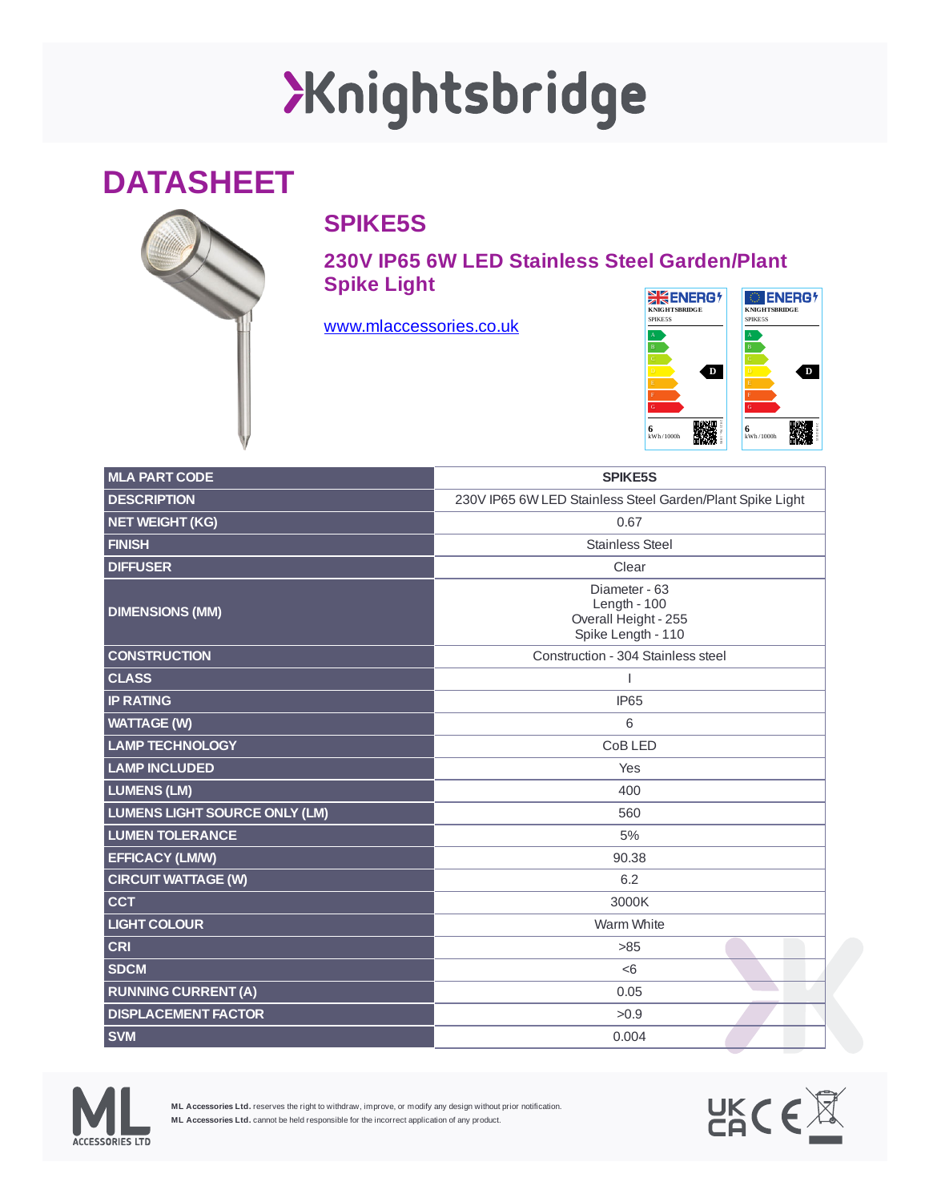# Knightsbridge

# DATASHEET

## SPIKE5S

### 230V IP65 6W LED Stainless Steel Garden/Plant Spike Light

www.mlaccessories.co.uk

| MLA PART CODE | SPIKE5S |
|---|---|
| DESCRIPTION | 230V IP65 6W LED Stainless Steel Garden/Plant Spike Light |
| NET WEIGHT (KG) | 0.67 |
| FINISH | Stainless Steel |
| DIFFUSER | Clear |
| DIMENSIONS (MM) | Diameter - 63<br>Length - 100<br>Overall Height - 255<br>Spike Length - 110 |
| CONSTRUCTION | Construction - 304 Stainless steel |
| CLASS | I |
| IP RATING | IP65 |
| WATTAGE (W) | 6 |
| LAMP TECHNOLOGY | CoB LED |
| LAMP INCLUDED | Yes |
| LUMENS (LM) | 400 |
| LUMENS LIGHT SOURCE ONLY (LM) | 560 |
| LUMEN TOLERANCE | 5% |
| EFFICACY (LM/W) | 90.38 |
| CIRCUIT WATTAGE (W) | 6.2 |
| CCT | 3000K |
| LIGHT COLOUR | Warm White |
| CRI | >85 |
| SDCM | <6 |
| RUNNING CURRENT (A) | 0.05 |
| DISPLACEMENT FACTOR | >0.9 |
| SVM | 0.004 |

**ML Accessories Ltd.** reserves the right to withdraw, improve, or modify any design without prior notification.
**ML Accessories Ltd.** cannot be held responsible for the incorrect application of any product.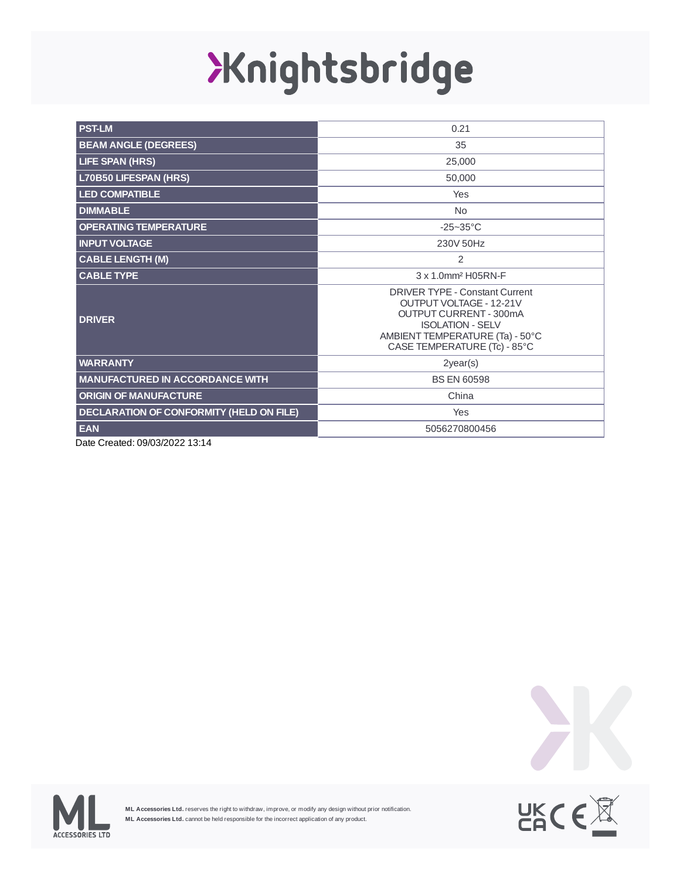# Knightsbridge

| | |
|---|---|
| **PST-LM** | 0.21 |
| **BEAM ANGLE (DEGREES)** | 35 |
| **LIFE SPAN (HRS)** | 25,000 |
| **L70B50 LIFESPAN (HRS)** | 50,000 |
| **LED COMPATIBLE** | Yes |
| **DIMMABLE** | No |
| **OPERATING TEMPERATURE** | -25~35°C |
| **INPUT VOLTAGE** | 230V 50Hz |
| **CABLE LENGTH (M)** | 2 |
| **CABLE TYPE** | 3 x 1.0mm² H05RN-F |
| **DRIVER** | DRIVER TYPE - Constant Current<br>OUTPUT VOLTAGE - 12-21V<br>OUTPUT CURRENT - 300mA<br>ISOLATION - SELV<br>AMBIENT TEMPERATURE (Ta) - 50°C<br>CASE TEMPERATURE (Tc) - 85°C |
| **WARRANTY** | 2year(s) |
| **MANUFACTURED IN ACCORDANCE WITH** | BS EN 60598 |
| **ORIGIN OF MANUFACTURE** | China |
| **DECLARATION OF CONFORMITY (HELD ON FILE)** | Yes |
| **EAN** | 5056270800456 |

Date Created: 09/03/2022 13:14

ML ACCESSORIES LTD

**ML Accessories Ltd.** reserves the right to withdraw, improve, or modify any design without prior notification.
**ML Accessories Ltd.** cannot be held responsible for the incorrect application of any product.